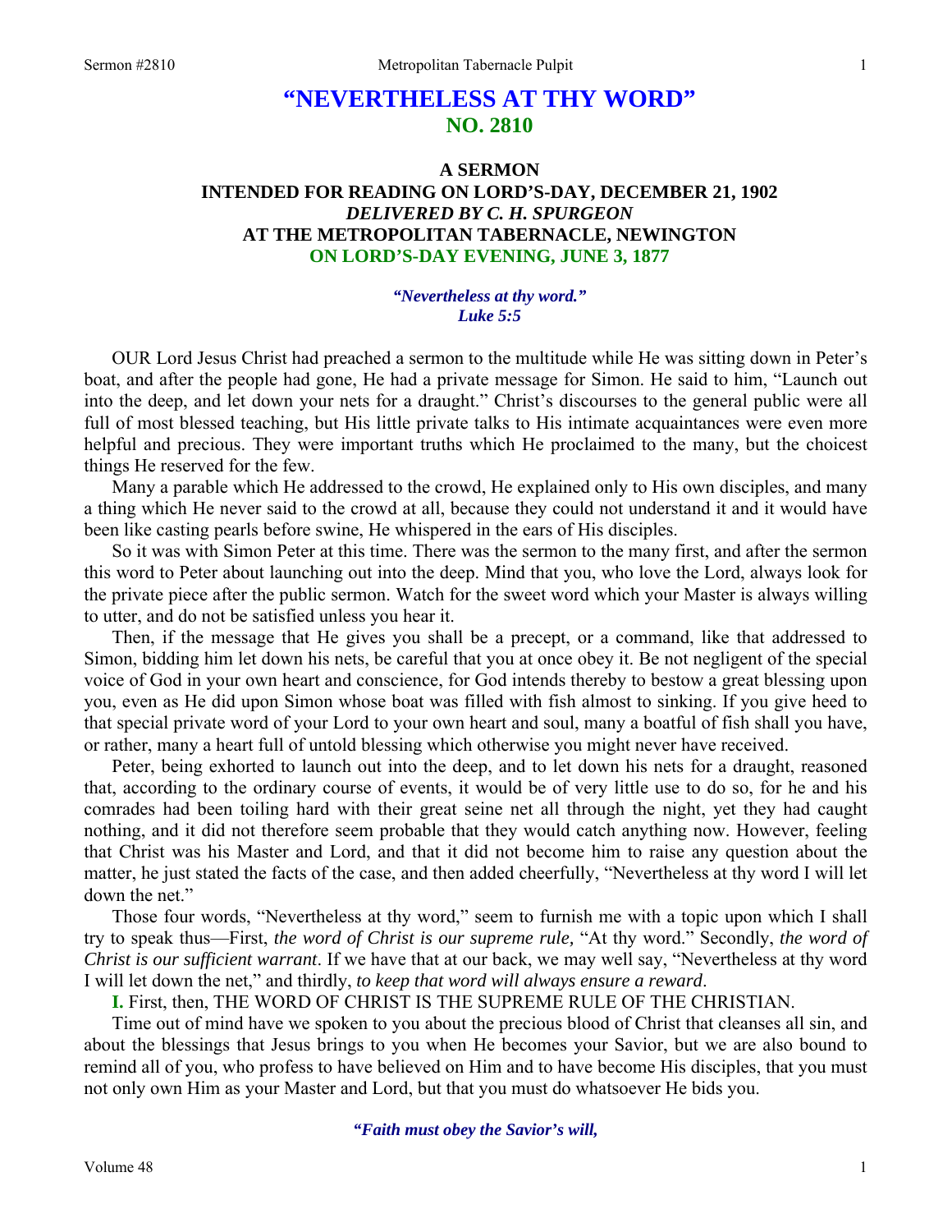# "NEVERTHELESS AT THY WORD"
## NO. 2810

### A SERMON
### INTENDED FOR READING ON LORD'S-DAY, DECEMBER 21, 1902
### *DELIVERED BY C. H. SPURGEON*
### AT THE METROPOLITAN TABERNACLE, NEWINGTON
### ON LORD'S-DAY EVENING, JUNE 3, 1877

***"Nevertheless at thy word."***
***Luke 5:5***

OUR Lord Jesus Christ had preached a sermon to the multitude while He was sitting down in Peter's boat, and after the people had gone, He had a private message for Simon. He said to him, "Launch out into the deep, and let down your nets for a draught." Christ's discourses to the general public were all full of most blessed teaching, but His little private talks to His intimate acquaintances were even more helpful and precious. They were important truths which He proclaimed to the many, but the choicest things He reserved for the few.

Many a parable which He addressed to the crowd, He explained only to His own disciples, and many a thing which He never said to the crowd at all, because they could not understand it and it would have been like casting pearls before swine, He whispered in the ears of His disciples.

So it was with Simon Peter at this time. There was the sermon to the many first, and after the sermon this word to Peter about launching out into the deep. Mind that you, who love the Lord, always look for the private piece after the public sermon. Watch for the sweet word which your Master is always willing to utter, and do not be satisfied unless you hear it.

Then, if the message that He gives you shall be a precept, or a command, like that addressed to Simon, bidding him let down his nets, be careful that you at once obey it. Be not negligent of the special voice of God in your own heart and conscience, for God intends thereby to bestow a great blessing upon you, even as He did upon Simon whose boat was filled with fish almost to sinking. If you give heed to that special private word of your Lord to your own heart and soul, many a boatful of fish shall you have, or rather, many a heart full of untold blessing which otherwise you might never have received.

Peter, being exhorted to launch out into the deep, and to let down his nets for a draught, reasoned that, according to the ordinary course of events, it would be of very little use to do so, for he and his comrades had been toiling hard with their great seine net all through the night, yet they had caught nothing, and it did not therefore seem probable that they would catch anything now. However, feeling that Christ was his Master and Lord, and that it did not become him to raise any question about the matter, he just stated the facts of the case, and then added cheerfully, "Nevertheless at thy word I will let down the net."

Those four words, "Nevertheless at thy word," seem to furnish me with a topic upon which I shall try to speak thus—First, *the word of Christ is our supreme rule,* "At thy word." Secondly, *the word of Christ is our sufficient warrant*. If we have that at our back, we may well say, "Nevertheless at thy word I will let down the net," and thirdly, *to keep that word will always ensure a reward*.

**I.** First, then, THE WORD OF CHRIST IS THE SUPREME RULE OF THE CHRISTIAN.

Time out of mind have we spoken to you about the precious blood of Christ that cleanses all sin, and about the blessings that Jesus brings to you when He becomes your Savior, but we are also bound to remind all of you, who profess to have believed on Him and to have become His disciples, that you must not only own Him as your Master and Lord, but that you must do whatsoever He bids you.

***"Faith must obey the Savior's will,***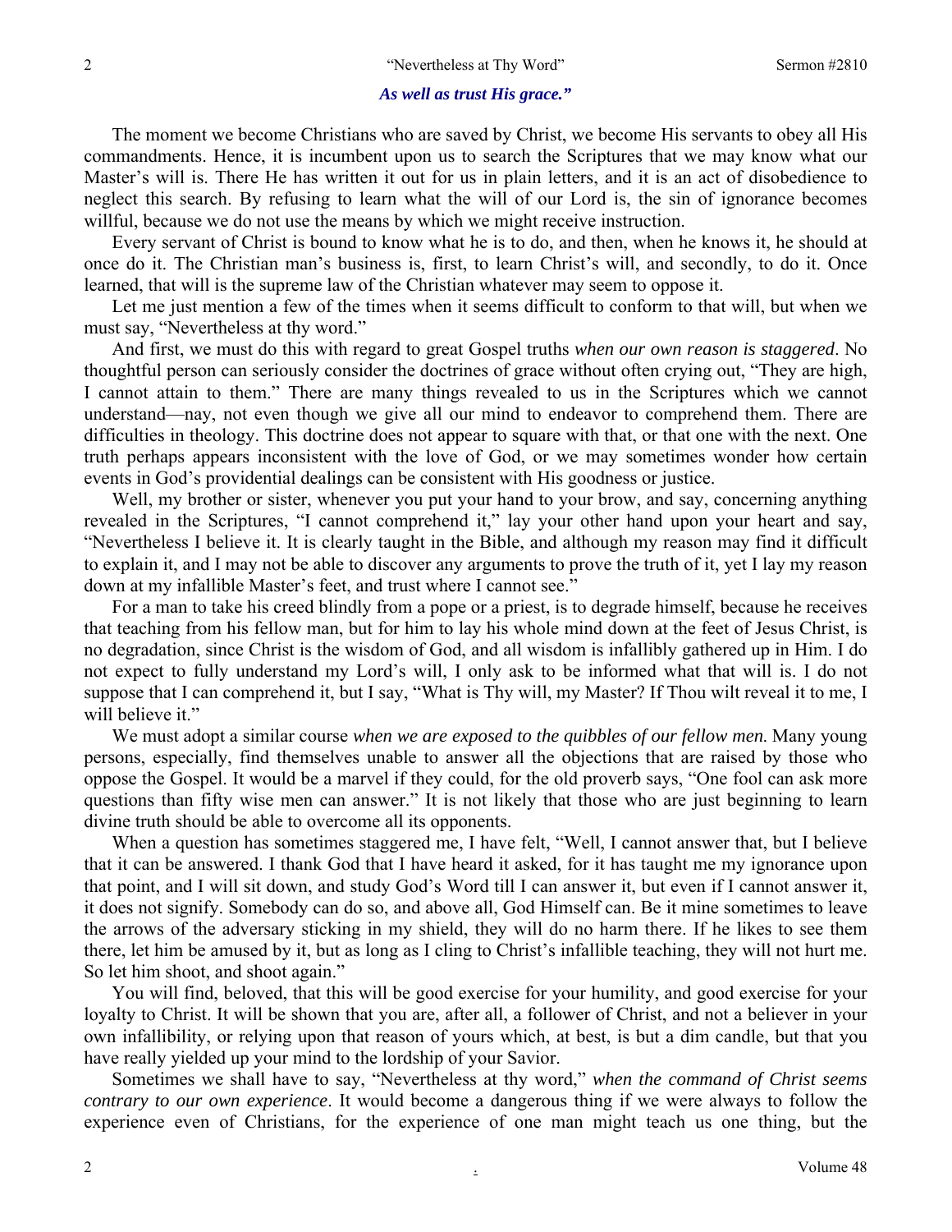*As well as trust His grace."*

The moment we become Christians who are saved by Christ, we become His servants to obey all His commandments. Hence, it is incumbent upon us to search the Scriptures that we may know what our Master's will is. There He has written it out for us in plain letters, and it is an act of disobedience to neglect this search. By refusing to learn what the will of our Lord is, the sin of ignorance becomes willful, because we do not use the means by which we might receive instruction.

Every servant of Christ is bound to know what he is to do, and then, when he knows it, he should at once do it. The Christian man's business is, first, to learn Christ's will, and secondly, to do it. Once learned, that will is the supreme law of the Christian whatever may seem to oppose it.

Let me just mention a few of the times when it seems difficult to conform to that will, but when we must say, "Nevertheless at thy word."

And first, we must do this with regard to great Gospel truths *when our own reason is staggered*. No thoughtful person can seriously consider the doctrines of grace without often crying out, "They are high, I cannot attain to them." There are many things revealed to us in the Scriptures which we cannot understand—nay, not even though we give all our mind to endeavor to comprehend them. There are difficulties in theology. This doctrine does not appear to square with that, or that one with the next. One truth perhaps appears inconsistent with the love of God, or we may sometimes wonder how certain events in God's providential dealings can be consistent with His goodness or justice.

Well, my brother or sister, whenever you put your hand to your brow, and say, concerning anything revealed in the Scriptures, "I cannot comprehend it," lay your other hand upon your heart and say, "Nevertheless I believe it. It is clearly taught in the Bible, and although my reason may find it difficult to explain it, and I may not be able to discover any arguments to prove the truth of it, yet I lay my reason down at my infallible Master's feet, and trust where I cannot see."

For a man to take his creed blindly from a pope or a priest, is to degrade himself, because he receives that teaching from his fellow man, but for him to lay his whole mind down at the feet of Jesus Christ, is no degradation, since Christ is the wisdom of God, and all wisdom is infallibly gathered up in Him. I do not expect to fully understand my Lord's will, I only ask to be informed what that will is. I do not suppose that I can comprehend it, but I say, "What is Thy will, my Master? If Thou wilt reveal it to me, I will believe it."

We must adopt a similar course *when we are exposed to the quibbles of our fellow men.* Many young persons, especially, find themselves unable to answer all the objections that are raised by those who oppose the Gospel. It would be a marvel if they could, for the old proverb says, "One fool can ask more questions than fifty wise men can answer." It is not likely that those who are just beginning to learn divine truth should be able to overcome all its opponents.

When a question has sometimes staggered me, I have felt, "Well, I cannot answer that, but I believe that it can be answered. I thank God that I have heard it asked, for it has taught me my ignorance upon that point, and I will sit down, and study God's Word till I can answer it, but even if I cannot answer it, it does not signify. Somebody can do so, and above all, God Himself can. Be it mine sometimes to leave the arrows of the adversary sticking in my shield, they will do no harm there. If he likes to see them there, let him be amused by it, but as long as I cling to Christ's infallible teaching, they will not hurt me. So let him shoot, and shoot again."

You will find, beloved, that this will be good exercise for your humility, and good exercise for your loyalty to Christ. It will be shown that you are, after all, a follower of Christ, and not a believer in your own infallibility, or relying upon that reason of yours which, at best, is but a dim candle, but that you have really yielded up your mind to the lordship of your Savior.

Sometimes we shall have to say, "Nevertheless at thy word," *when the command of Christ seems contrary to our own experience*. It would become a dangerous thing if we were always to follow the experience even of Christians, for the experience of one man might teach us one thing, but the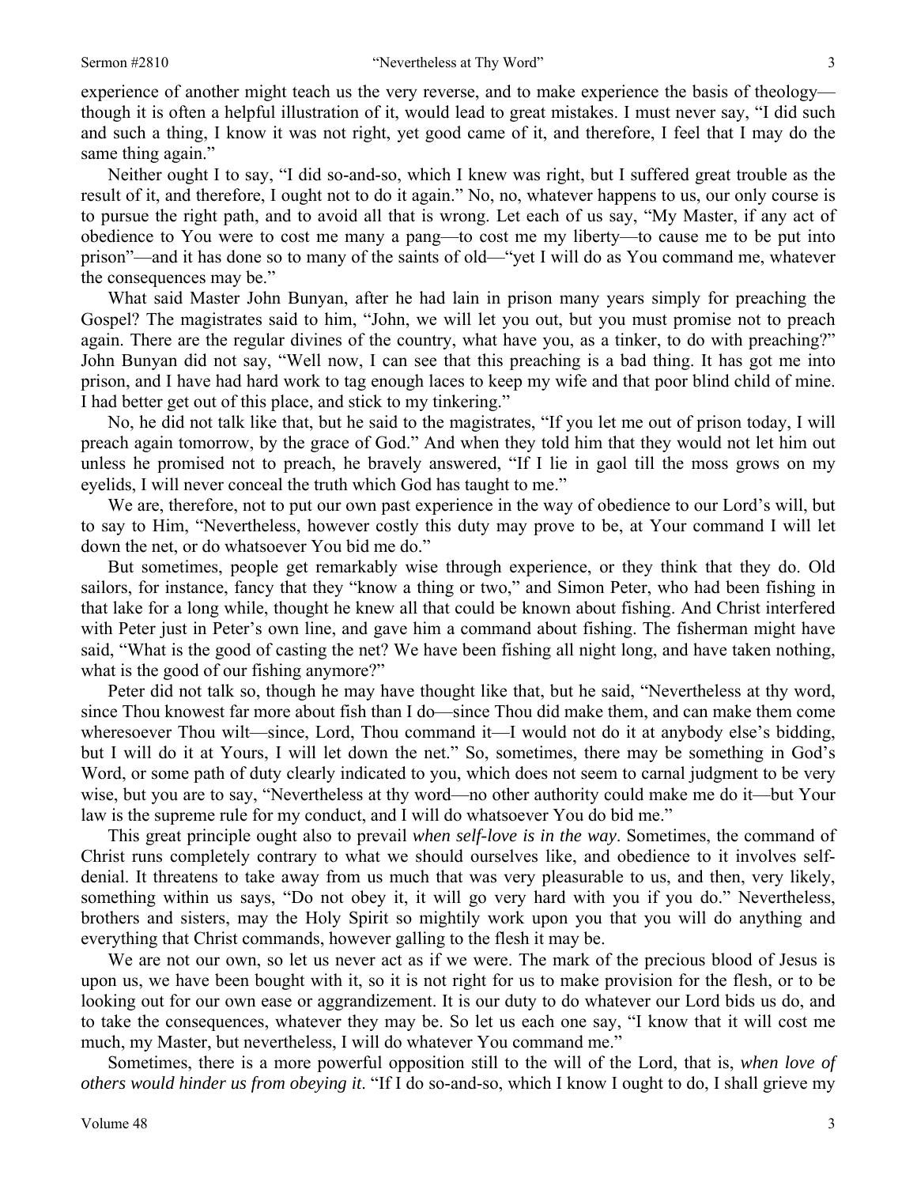experience of another might teach us the very reverse, and to make experience the basis of theology—though it is often a helpful illustration of it, would lead to great mistakes. I must never say, "I did such and such a thing, I know it was not right, yet good came of it, and therefore, I feel that I may do the same thing again."

Neither ought I to say, "I did so-and-so, which I knew was right, but I suffered great trouble as the result of it, and therefore, I ought not to do it again." No, no, whatever happens to us, our only course is to pursue the right path, and to avoid all that is wrong. Let each of us say, "My Master, if any act of obedience to You were to cost me many a pang—to cost me my liberty—to cause me to be put into prison"—and it has done so to many of the saints of old—"yet I will do as You command me, whatever the consequences may be."

What said Master John Bunyan, after he had lain in prison many years simply for preaching the Gospel? The magistrates said to him, "John, we will let you out, but you must promise not to preach again. There are the regular divines of the country, what have you, as a tinker, to do with preaching?" John Bunyan did not say, "Well now, I can see that this preaching is a bad thing. It has got me into prison, and I have had hard work to tag enough laces to keep my wife and that poor blind child of mine. I had better get out of this place, and stick to my tinkering."

No, he did not talk like that, but he said to the magistrates, "If you let me out of prison today, I will preach again tomorrow, by the grace of God." And when they told him that they would not let him out unless he promised not to preach, he bravely answered, "If I lie in gaol till the moss grows on my eyelids, I will never conceal the truth which God has taught to me."

We are, therefore, not to put our own past experience in the way of obedience to our Lord's will, but to say to Him, "Nevertheless, however costly this duty may prove to be, at Your command I will let down the net, or do whatsoever You bid me do."

But sometimes, people get remarkably wise through experience, or they think that they do. Old sailors, for instance, fancy that they "know a thing or two," and Simon Peter, who had been fishing in that lake for a long while, thought he knew all that could be known about fishing. And Christ interfered with Peter just in Peter's own line, and gave him a command about fishing. The fisherman might have said, "What is the good of casting the net? We have been fishing all night long, and have taken nothing, what is the good of our fishing anymore?"

Peter did not talk so, though he may have thought like that, but he said, "Nevertheless at thy word, since Thou knowest far more about fish than I do—since Thou did make them, and can make them come wheresoever Thou wilt—since, Lord, Thou command it—I would not do it at anybody else's bidding, but I will do it at Yours, I will let down the net." So, sometimes, there may be something in God's Word, or some path of duty clearly indicated to you, which does not seem to carnal judgment to be very wise, but you are to say, "Nevertheless at thy word—no other authority could make me do it—but Your law is the supreme rule for my conduct, and I will do whatsoever You do bid me."

This great principle ought also to prevail *when self-love is in the way*. Sometimes, the command of Christ runs completely contrary to what we should ourselves like, and obedience to it involves self-denial. It threatens to take away from us much that was very pleasurable to us, and then, very likely, something within us says, "Do not obey it, it will go very hard with you if you do." Nevertheless, brothers and sisters, may the Holy Spirit so mightily work upon you that you will do anything and everything that Christ commands, however galling to the flesh it may be.

We are not our own, so let us never act as if we were. The mark of the precious blood of Jesus is upon us, we have been bought with it, so it is not right for us to make provision for the flesh, or to be looking out for our own ease or aggrandizement. It is our duty to do whatever our Lord bids us do, and to take the consequences, whatever they may be. So let us each one say, "I know that it will cost me much, my Master, but nevertheless, I will do whatever You command me."

Sometimes, there is a more powerful opposition still to the will of the Lord, that is, *when love of others would hinder us from obeying it*. "If I do so-and-so, which I know I ought to do, I shall grieve my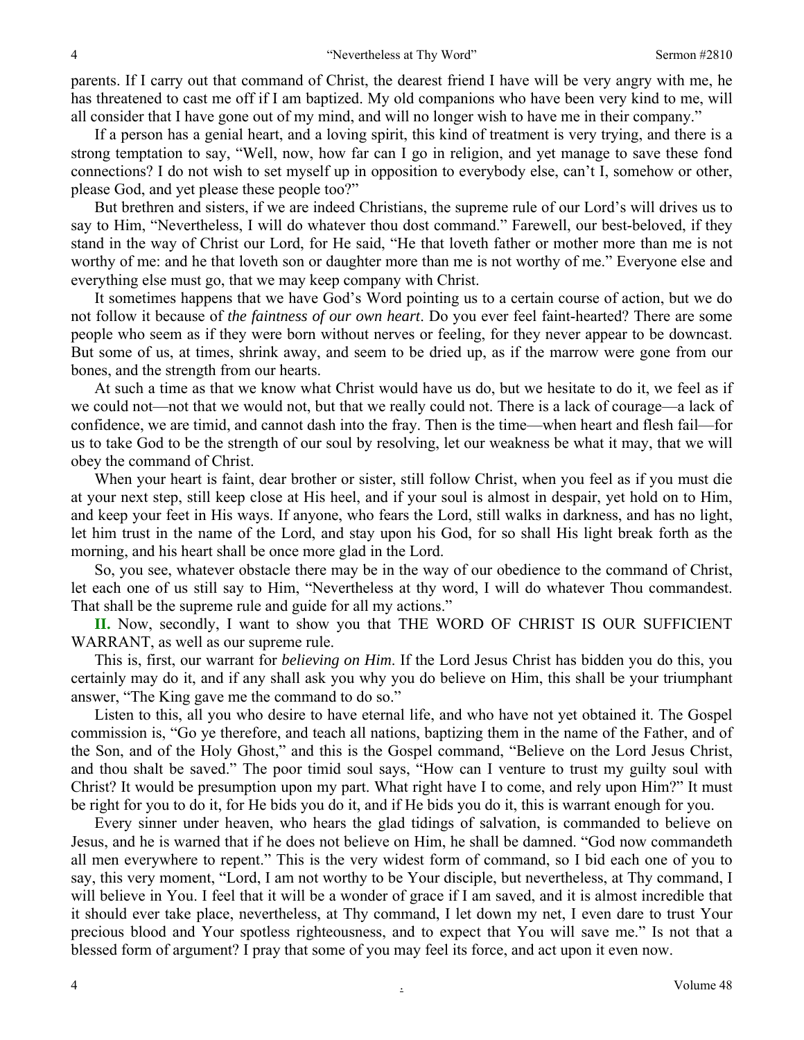parents. If I carry out that command of Christ, the dearest friend I have will be very angry with me, he has threatened to cast me off if I am baptized. My old companions who have been very kind to me, will all consider that I have gone out of my mind, and will no longer wish to have me in their company."

If a person has a genial heart, and a loving spirit, this kind of treatment is very trying, and there is a strong temptation to say, "Well, now, how far can I go in religion, and yet manage to save these fond connections? I do not wish to set myself up in opposition to everybody else, can't I, somehow or other, please God, and yet please these people too?"

But brethren and sisters, if we are indeed Christians, the supreme rule of our Lord's will drives us to say to Him, "Nevertheless, I will do whatever thou dost command." Farewell, our best-beloved, if they stand in the way of Christ our Lord, for He said, "He that loveth father or mother more than me is not worthy of me: and he that loveth son or daughter more than me is not worthy of me." Everyone else and everything else must go, that we may keep company with Christ.

It sometimes happens that we have God's Word pointing us to a certain course of action, but we do not follow it because of *the faintness of our own heart*. Do you ever feel faint-hearted? There are some people who seem as if they were born without nerves or feeling, for they never appear to be downcast. But some of us, at times, shrink away, and seem to be dried up, as if the marrow were gone from our bones, and the strength from our hearts.

At such a time as that we know what Christ would have us do, but we hesitate to do it, we feel as if we could not—not that we would not, but that we really could not. There is a lack of courage—a lack of confidence, we are timid, and cannot dash into the fray. Then is the time—when heart and flesh fail—for us to take God to be the strength of our soul by resolving, let our weakness be what it may, that we will obey the command of Christ.

When your heart is faint, dear brother or sister, still follow Christ, when you feel as if you must die at your next step, still keep close at His heel, and if your soul is almost in despair, yet hold on to Him, and keep your feet in His ways. If anyone, who fears the Lord, still walks in darkness, and has no light, let him trust in the name of the Lord, and stay upon his God, for so shall His light break forth as the morning, and his heart shall be once more glad in the Lord.

So, you see, whatever obstacle there may be in the way of our obedience to the command of Christ, let each one of us still say to Him, "Nevertheless at thy word, I will do whatever Thou commandest. That shall be the supreme rule and guide for all my actions."

**II.** Now, secondly, I want to show you that THE WORD OF CHRIST IS OUR SUFFICIENT WARRANT, as well as our supreme rule.

This is, first, our warrant for *believing on Him*. If the Lord Jesus Christ has bidden you do this, you certainly may do it, and if any shall ask you why you do believe on Him, this shall be your triumphant answer, "The King gave me the command to do so."

Listen to this, all you who desire to have eternal life, and who have not yet obtained it. The Gospel commission is, "Go ye therefore, and teach all nations, baptizing them in the name of the Father, and of the Son, and of the Holy Ghost," and this is the Gospel command, "Believe on the Lord Jesus Christ, and thou shalt be saved." The poor timid soul says, "How can I venture to trust my guilty soul with Christ? It would be presumption upon my part. What right have I to come, and rely upon Him?" It must be right for you to do it, for He bids you do it, and if He bids you do it, this is warrant enough for you.

Every sinner under heaven, who hears the glad tidings of salvation, is commanded to believe on Jesus, and he is warned that if he does not believe on Him, he shall be damned. "God now commandeth all men everywhere to repent." This is the very widest form of command, so I bid each one of you to say, this very moment, "Lord, I am not worthy to be Your disciple, but nevertheless, at Thy command, I will believe in You. I feel that it will be a wonder of grace if I am saved, and it is almost incredible that it should ever take place, nevertheless, at Thy command, I let down my net, I even dare to trust Your precious blood and Your spotless righteousness, and to expect that You will save me." Is not that a blessed form of argument? I pray that some of you may feel its force, and act upon it even now.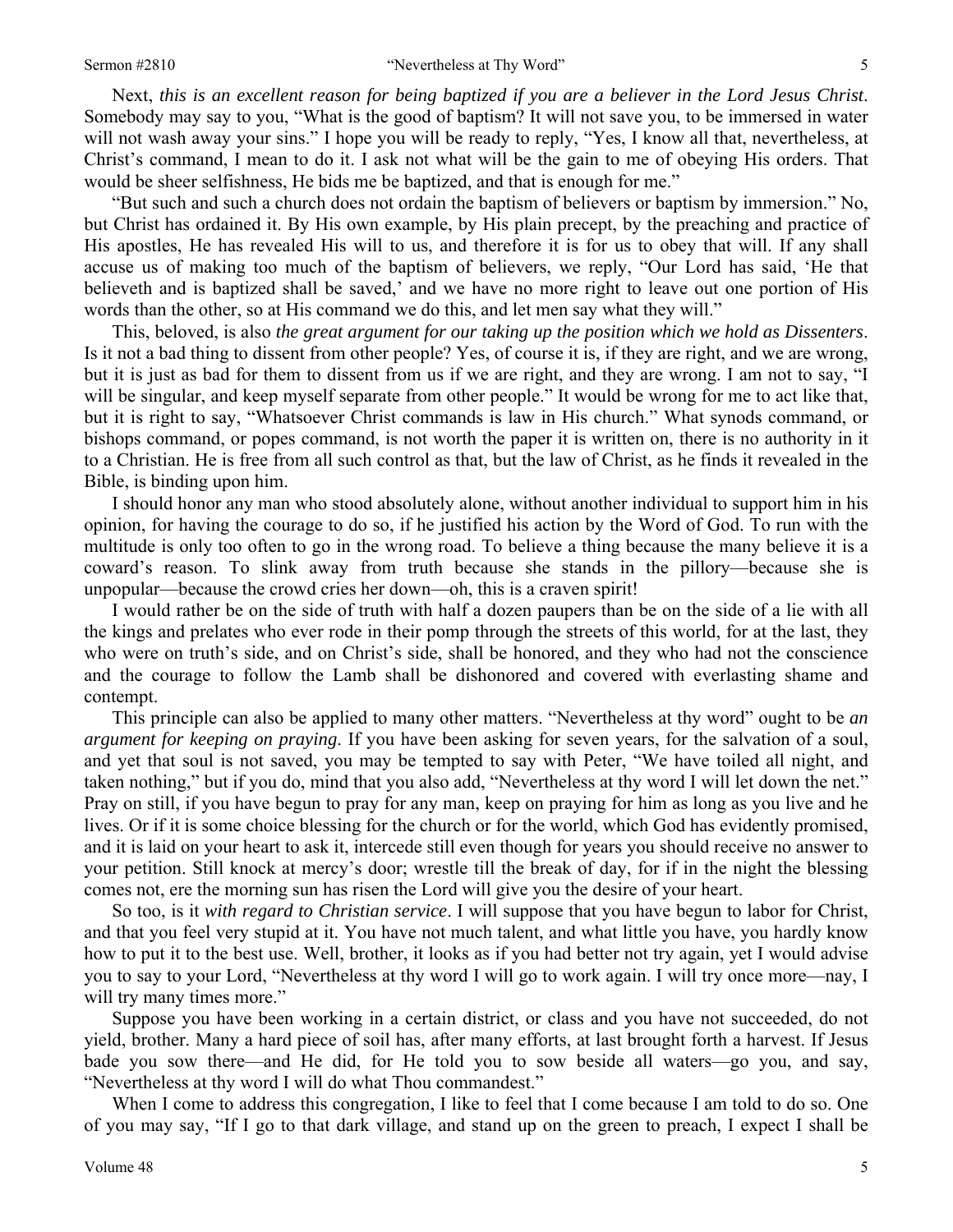Next, *this is an excellent reason for being baptized if you are a believer in the Lord Jesus Christ*. Somebody may say to you, "What is the good of baptism? It will not save you, to be immersed in water will not wash away your sins." I hope you will be ready to reply, "Yes, I know all that, nevertheless, at Christ's command, I mean to do it. I ask not what will be the gain to me of obeying His orders. That would be sheer selfishness, He bids me be baptized, and that is enough for me."

"But such and such a church does not ordain the baptism of believers or baptism by immersion." No, but Christ has ordained it. By His own example, by His plain precept, by the preaching and practice of His apostles, He has revealed His will to us, and therefore it is for us to obey that will. If any shall accuse us of making too much of the baptism of believers, we reply, "Our Lord has said, 'He that believeth and is baptized shall be saved,' and we have no more right to leave out one portion of His words than the other, so at His command we do this, and let men say what they will."

This, beloved, is also *the great argument for our taking up the position which we hold as Dissenters*. Is it not a bad thing to dissent from other people? Yes, of course it is, if they are right, and we are wrong, but it is just as bad for them to dissent from us if we are right, and they are wrong. I am not to say, "I will be singular, and keep myself separate from other people." It would be wrong for me to act like that, but it is right to say, "Whatsoever Christ commands is law in His church." What synods command, or bishops command, or popes command, is not worth the paper it is written on, there is no authority in it to a Christian. He is free from all such control as that, but the law of Christ, as he finds it revealed in the Bible, is binding upon him.

I should honor any man who stood absolutely alone, without another individual to support him in his opinion, for having the courage to do so, if he justified his action by the Word of God. To run with the multitude is only too often to go in the wrong road. To believe a thing because the many believe it is a coward's reason. To slink away from truth because she stands in the pillory—because she is unpopular—because the crowd cries her down—oh, this is a craven spirit!

I would rather be on the side of truth with half a dozen paupers than be on the side of a lie with all the kings and prelates who ever rode in their pomp through the streets of this world, for at the last, they who were on truth's side, and on Christ's side, shall be honored, and they who had not the conscience and the courage to follow the Lamb shall be dishonored and covered with everlasting shame and contempt.

This principle can also be applied to many other matters. "Nevertheless at thy word" ought to be *an argument for keeping on praying*. If you have been asking for seven years, for the salvation of a soul, and yet that soul is not saved, you may be tempted to say with Peter, "We have toiled all night, and taken nothing," but if you do, mind that you also add, "Nevertheless at thy word I will let down the net." Pray on still, if you have begun to pray for any man, keep on praying for him as long as you live and he lives. Or if it is some choice blessing for the church or for the world, which God has evidently promised, and it is laid on your heart to ask it, intercede still even though for years you should receive no answer to your petition. Still knock at mercy's door; wrestle till the break of day, for if in the night the blessing comes not, ere the morning sun has risen the Lord will give you the desire of your heart.

So too, is it *with regard to Christian service*. I will suppose that you have begun to labor for Christ, and that you feel very stupid at it. You have not much talent, and what little you have, you hardly know how to put it to the best use. Well, brother, it looks as if you had better not try again, yet I would advise you to say to your Lord, "Nevertheless at thy word I will go to work again. I will try once more—nay, I will try many times more."

Suppose you have been working in a certain district, or class and you have not succeeded, do not yield, brother. Many a hard piece of soil has, after many efforts, at last brought forth a harvest. If Jesus bade you sow there—and He did, for He told you to sow beside all waters—go you, and say, "Nevertheless at thy word I will do what Thou commandest."

When I come to address this congregation, I like to feel that I come because I am told to do so. One of you may say, "If I go to that dark village, and stand up on the green to preach, I expect I shall be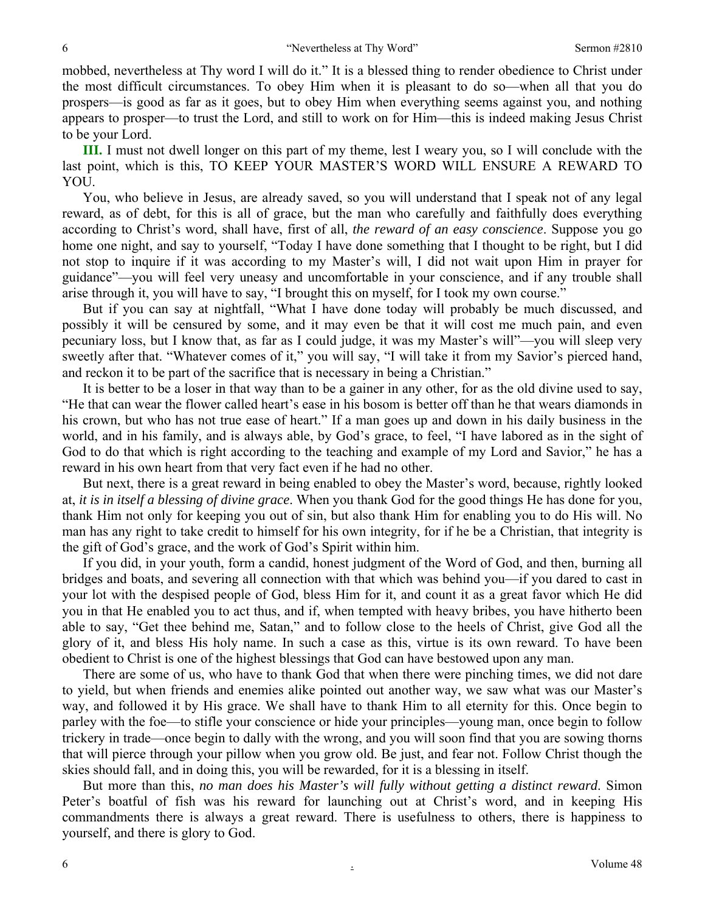mobbed, nevertheless at Thy word I will do it." It is a blessed thing to render obedience to Christ under the most difficult circumstances. To obey Him when it is pleasant to do so—when all that you do prospers—is good as far as it goes, but to obey Him when everything seems against you, and nothing appears to prosper—to trust the Lord, and still to work on for Him—this is indeed making Jesus Christ to be your Lord.

**III.** I must not dwell longer on this part of my theme, lest I weary you, so I will conclude with the last point, which is this, TO KEEP YOUR MASTER'S WORD WILL ENSURE A REWARD TO YOU.

You, who believe in Jesus, are already saved, so you will understand that I speak not of any legal reward, as of debt, for this is all of grace, but the man who carefully and faithfully does everything according to Christ's word, shall have, first of all, *the reward of an easy conscience*. Suppose you go home one night, and say to yourself, "Today I have done something that I thought to be right, but I did not stop to inquire if it was according to my Master's will, I did not wait upon Him in prayer for guidance"—you will feel very uneasy and uncomfortable in your conscience, and if any trouble shall arise through it, you will have to say, "I brought this on myself, for I took my own course."

But if you can say at nightfall, "What I have done today will probably be much discussed, and possibly it will be censured by some, and it may even be that it will cost me much pain, and even pecuniary loss, but I know that, as far as I could judge, it was my Master's will"—you will sleep very sweetly after that. "Whatever comes of it," you will say, "I will take it from my Savior's pierced hand, and reckon it to be part of the sacrifice that is necessary in being a Christian."

It is better to be a loser in that way than to be a gainer in any other, for as the old divine used to say, "He that can wear the flower called heart's ease in his bosom is better off than he that wears diamonds in his crown, but who has not true ease of heart." If a man goes up and down in his daily business in the world, and in his family, and is always able, by God's grace, to feel, "I have labored as in the sight of God to do that which is right according to the teaching and example of my Lord and Savior," he has a reward in his own heart from that very fact even if he had no other.

But next, there is a great reward in being enabled to obey the Master's word, because, rightly looked at, *it is in itself a blessing of divine grace*. When you thank God for the good things He has done for you, thank Him not only for keeping you out of sin, but also thank Him for enabling you to do His will. No man has any right to take credit to himself for his own integrity, for if he be a Christian, that integrity is the gift of God's grace, and the work of God's Spirit within him.

If you did, in your youth, form a candid, honest judgment of the Word of God, and then, burning all bridges and boats, and severing all connection with that which was behind you—if you dared to cast in your lot with the despised people of God, bless Him for it, and count it as a great favor which He did you in that He enabled you to act thus, and if, when tempted with heavy bribes, you have hitherto been able to say, "Get thee behind me, Satan," and to follow close to the heels of Christ, give God all the glory of it, and bless His holy name. In such a case as this, virtue is its own reward. To have been obedient to Christ is one of the highest blessings that God can have bestowed upon any man.

There are some of us, who have to thank God that when there were pinching times, we did not dare to yield, but when friends and enemies alike pointed out another way, we saw what was our Master's way, and followed it by His grace. We shall have to thank Him to all eternity for this. Once begin to parley with the foe—to stifle your conscience or hide your principles—young man, once begin to follow trickery in trade—once begin to dally with the wrong, and you will soon find that you are sowing thorns that will pierce through your pillow when you grow old. Be just, and fear not. Follow Christ though the skies should fall, and in doing this, you will be rewarded, for it is a blessing in itself.

But more than this, *no man does his Master's will fully without getting a distinct reward*. Simon Peter's boatful of fish was his reward for launching out at Christ's word, and in keeping His commandments there is always a great reward. There is usefulness to others, there is happiness to yourself, and there is glory to God.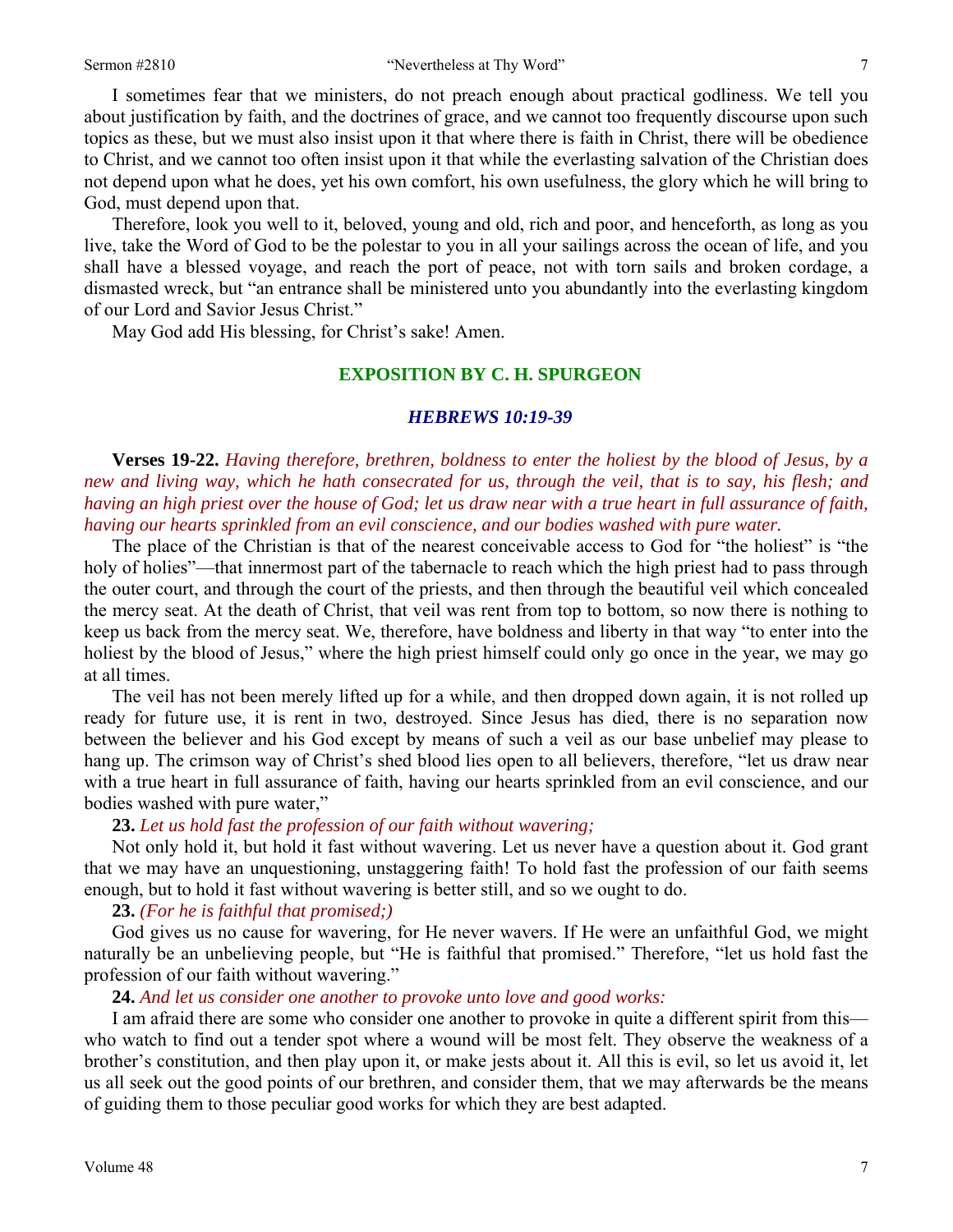I sometimes fear that we ministers, do not preach enough about practical godliness. We tell you about justification by faith, and the doctrines of grace, and we cannot too frequently discourse upon such topics as these, but we must also insist upon it that where there is faith in Christ, there will be obedience to Christ, and we cannot too often insist upon it that while the everlasting salvation of the Christian does not depend upon what he does, yet his own comfort, his own usefulness, the glory which he will bring to God, must depend upon that.

Therefore, look you well to it, beloved, young and old, rich and poor, and henceforth, as long as you live, take the Word of God to be the polestar to you in all your sailings across the ocean of life, and you shall have a blessed voyage, and reach the port of peace, not with torn sails and broken cordage, a dismasted wreck, but "an entrance shall be ministered unto you abundantly into the everlasting kingdom of our Lord and Savior Jesus Christ."

May God add His blessing, for Christ's sake! Amen.

## EXPOSITION BY C. H. SPURGEON

### *HEBREWS 10:19-39*

**Verses 19-22.** *Having therefore, brethren, boldness to enter the holiest by the blood of Jesus, by a new and living way, which he hath consecrated for us, through the veil, that is to say, his flesh; and having an high priest over the house of God; let us draw near with a true heart in full assurance of faith, having our hearts sprinkled from an evil conscience, and our bodies washed with pure water.*

The place of the Christian is that of the nearest conceivable access to God for "the holiest" is "the holy of holies"—that innermost part of the tabernacle to reach which the high priest had to pass through the outer court, and through the court of the priests, and then through the beautiful veil which concealed the mercy seat. At the death of Christ, that veil was rent from top to bottom, so now there is nothing to keep us back from the mercy seat. We, therefore, have boldness and liberty in that way "to enter into the holiest by the blood of Jesus," where the high priest himself could only go once in the year, we may go at all times.

The veil has not been merely lifted up for a while, and then dropped down again, it is not rolled up ready for future use, it is rent in two, destroyed. Since Jesus has died, there is no separation now between the believer and his God except by means of such a veil as our base unbelief may please to hang up. The crimson way of Christ's shed blood lies open to all believers, therefore, "let us draw near with a true heart in full assurance of faith, having our hearts sprinkled from an evil conscience, and our bodies washed with pure water,"

**23.** *Let us hold fast the profession of our faith without wavering;*

Not only hold it, but hold it fast without wavering. Let us never have a question about it. God grant that we may have an unquestioning, unstaggering faith! To hold fast the profession of our faith seems enough, but to hold it fast without wavering is better still, and so we ought to do.

**23.** *(For he is faithful that promised;)*

God gives us no cause for wavering, for He never wavers. If He were an unfaithful God, we might naturally be an unbelieving people, but "He is faithful that promised." Therefore, "let us hold fast the profession of our faith without wavering."

**24.** *And let us consider one another to provoke unto love and good works:*

I am afraid there are some who consider one another to provoke in quite a different spirit from this—who watch to find out a tender spot where a wound will be most felt. They observe the weakness of a brother's constitution, and then play upon it, or make jests about it. All this is evil, so let us avoid it, let us all seek out the good points of our brethren, and consider them, that we may afterwards be the means of guiding them to those peculiar good works for which they are best adapted.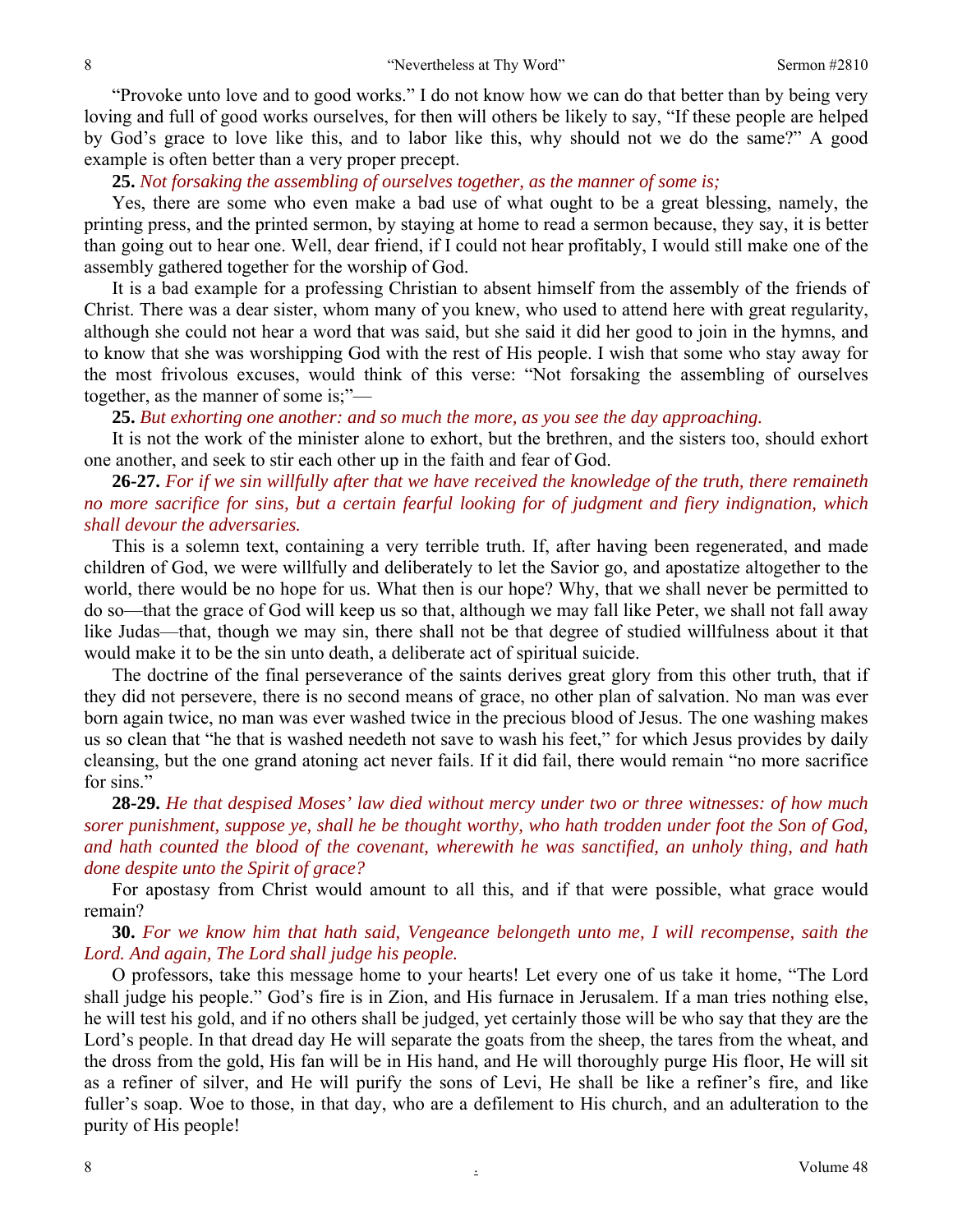"Provoke unto love and to good works." I do not know how we can do that better than by being very loving and full of good works ourselves, for then will others be likely to say, "If these people are helped by God's grace to love like this, and to labor like this, why should not we do the same?" A good example is often better than a very proper precept.

**25.** *Not forsaking the assembling of ourselves together, as the manner of some is;*

Yes, there are some who even make a bad use of what ought to be a great blessing, namely, the printing press, and the printed sermon, by staying at home to read a sermon because, they say, it is better than going out to hear one. Well, dear friend, if I could not hear profitably, I would still make one of the assembly gathered together for the worship of God.

It is a bad example for a professing Christian to absent himself from the assembly of the friends of Christ. There was a dear sister, whom many of you knew, who used to attend here with great regularity, although she could not hear a word that was said, but she said it did her good to join in the hymns, and to know that she was worshipping God with the rest of His people. I wish that some who stay away for the most frivolous excuses, would think of this verse: "Not forsaking the assembling of ourselves together, as the manner of some is;"—

**25.** *But exhorting one another: and so much the more, as you see the day approaching.*

It is not the work of the minister alone to exhort, but the brethren, and the sisters too, should exhort one another, and seek to stir each other up in the faith and fear of God.

**26-27.** *For if we sin willfully after that we have received the knowledge of the truth, there remaineth no more sacrifice for sins, but a certain fearful looking for of judgment and fiery indignation, which shall devour the adversaries.*

This is a solemn text, containing a very terrible truth. If, after having been regenerated, and made children of God, we were willfully and deliberately to let the Savior go, and apostatize altogether to the world, there would be no hope for us. What then is our hope? Why, that we shall never be permitted to do so—that the grace of God will keep us so that, although we may fall like Peter, we shall not fall away like Judas—that, though we may sin, there shall not be that degree of studied willfulness about it that would make it to be the sin unto death, a deliberate act of spiritual suicide.

The doctrine of the final perseverance of the saints derives great glory from this other truth, that if they did not persevere, there is no second means of grace, no other plan of salvation. No man was ever born again twice, no man was ever washed twice in the precious blood of Jesus. The one washing makes us so clean that "he that is washed needeth not save to wash his feet," for which Jesus provides by daily cleansing, but the one grand atoning act never fails. If it did fail, there would remain "no more sacrifice for sins."

**28-29.** *He that despised Moses' law died without mercy under two or three witnesses: of how much sorer punishment, suppose ye, shall he be thought worthy, who hath trodden under foot the Son of God, and hath counted the blood of the covenant, wherewith he was sanctified, an unholy thing, and hath done despite unto the Spirit of grace?*

For apostasy from Christ would amount to all this, and if that were possible, what grace would remain?

**30.** *For we know him that hath said, Vengeance belongeth unto me, I will recompense, saith the Lord. And again, The Lord shall judge his people.*

O professors, take this message home to your hearts! Let every one of us take it home, "The Lord shall judge his people." God's fire is in Zion, and His furnace in Jerusalem. If a man tries nothing else, he will test his gold, and if no others shall be judged, yet certainly those will be who say that they are the Lord's people. In that dread day He will separate the goats from the sheep, the tares from the wheat, and the dross from the gold, His fan will be in His hand, and He will thoroughly purge His floor, He will sit as a refiner of silver, and He will purify the sons of Levi, He shall be like a refiner's fire, and like fuller's soap. Woe to those, in that day, who are a defilement to His church, and an adulteration to the purity of His people!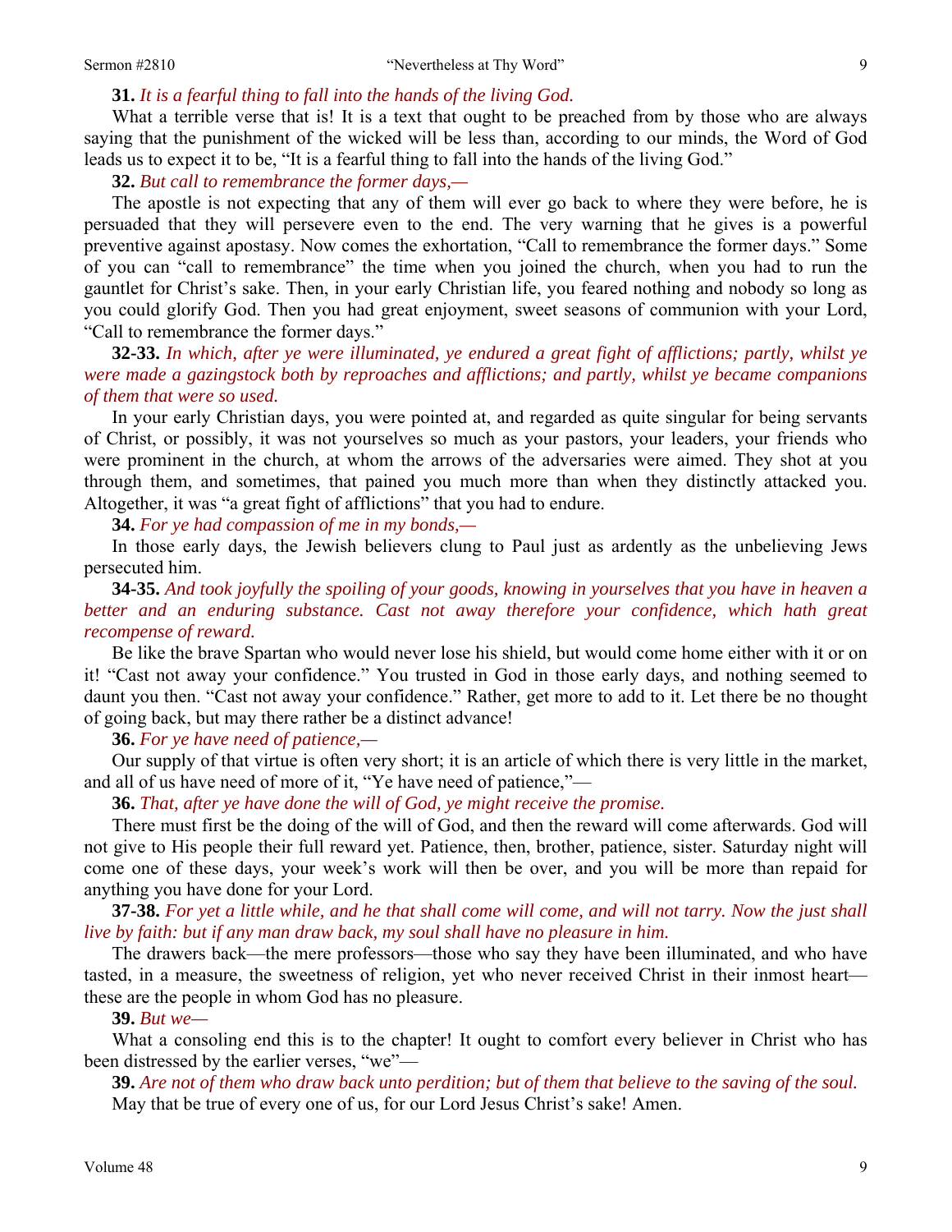**31.** *It is a fearful thing to fall into the hands of the living God.*

What a terrible verse that is! It is a text that ought to be preached from by those who are always saying that the punishment of the wicked will be less than, according to our minds, the Word of God leads us to expect it to be, "It is a fearful thing to fall into the hands of the living God."

**32.** *But call to remembrance the former days,—*

The apostle is not expecting that any of them will ever go back to where they were before, he is persuaded that they will persevere even to the end. The very warning that he gives is a powerful preventive against apostasy. Now comes the exhortation, "Call to remembrance the former days." Some of you can "call to remembrance" the time when you joined the church, when you had to run the gauntlet for Christ's sake. Then, in your early Christian life, you feared nothing and nobody so long as you could glorify God. Then you had great enjoyment, sweet seasons of communion with your Lord, "Call to remembrance the former days."

**32-33.** *In which, after ye were illuminated, ye endured a great fight of afflictions; partly, whilst ye were made a gazingstock both by reproaches and afflictions; and partly, whilst ye became companions of them that were so used.*

In your early Christian days, you were pointed at, and regarded as quite singular for being servants of Christ, or possibly, it was not yourselves so much as your pastors, your leaders, your friends who were prominent in the church, at whom the arrows of the adversaries were aimed. They shot at you through them, and sometimes, that pained you much more than when they distinctly attacked you. Altogether, it was "a great fight of afflictions" that you had to endure.

**34.** *For ye had compassion of me in my bonds,—*

In those early days, the Jewish believers clung to Paul just as ardently as the unbelieving Jews persecuted him.

**34-35.** *And took joyfully the spoiling of your goods, knowing in yourselves that you have in heaven a better and an enduring substance. Cast not away therefore your confidence, which hath great recompense of reward.*

Be like the brave Spartan who would never lose his shield, but would come home either with it or on it! "Cast not away your confidence." You trusted in God in those early days, and nothing seemed to daunt you then. "Cast not away your confidence." Rather, get more to add to it. Let there be no thought of going back, but may there rather be a distinct advance!

**36.** *For ye have need of patience,—*

Our supply of that virtue is often very short; it is an article of which there is very little in the market, and all of us have need of more of it, "Ye have need of patience,"—

**36.** *That, after ye have done the will of God, ye might receive the promise.*

There must first be the doing of the will of God, and then the reward will come afterwards. God will not give to His people their full reward yet. Patience, then, brother, patience, sister. Saturday night will come one of these days, your week's work will then be over, and you will be more than repaid for anything you have done for your Lord.

**37-38.** *For yet a little while, and he that shall come will come, and will not tarry. Now the just shall live by faith: but if any man draw back, my soul shall have no pleasure in him.*

The drawers back—the mere professors—those who say they have been illuminated, and who have tasted, in a measure, the sweetness of religion, yet who never received Christ in their inmost heart—these are the people in whom God has no pleasure.

**39.** *But we—*

What a consoling end this is to the chapter! It ought to comfort every believer in Christ who has been distressed by the earlier verses, "we"—

**39.** *Are not of them who draw back unto perdition; but of them that believe to the saving of the soul.*

May that be true of every one of us, for our Lord Jesus Christ's sake! Amen.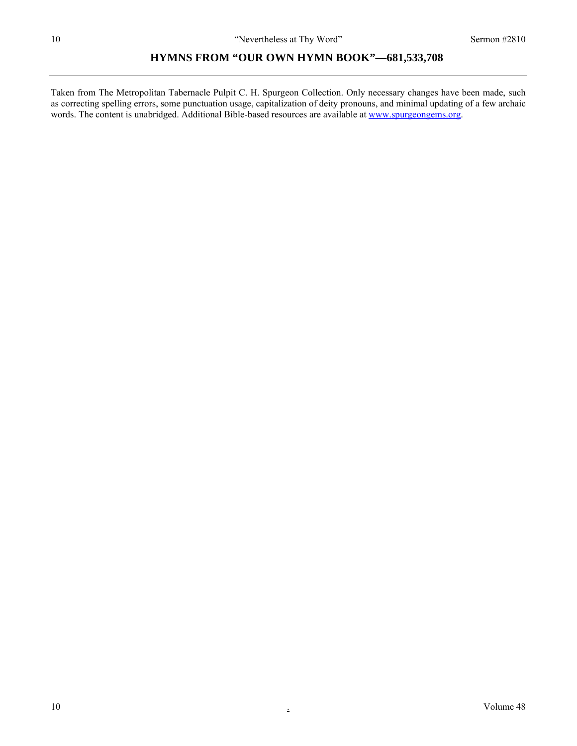## HYMNS FROM "OUR OWN HYMN BOOK"—681,533,708

---

Taken from The Metropolitan Tabernacle Pulpit C. H. Spurgeon Collection. Only necessary changes have been made, such as correcting spelling errors, some punctuation usage, capitalization of deity pronouns, and minimal updating of a few archaic words. The content is unabridged. Additional Bible-based resources are available at www.spurgeongems.org.